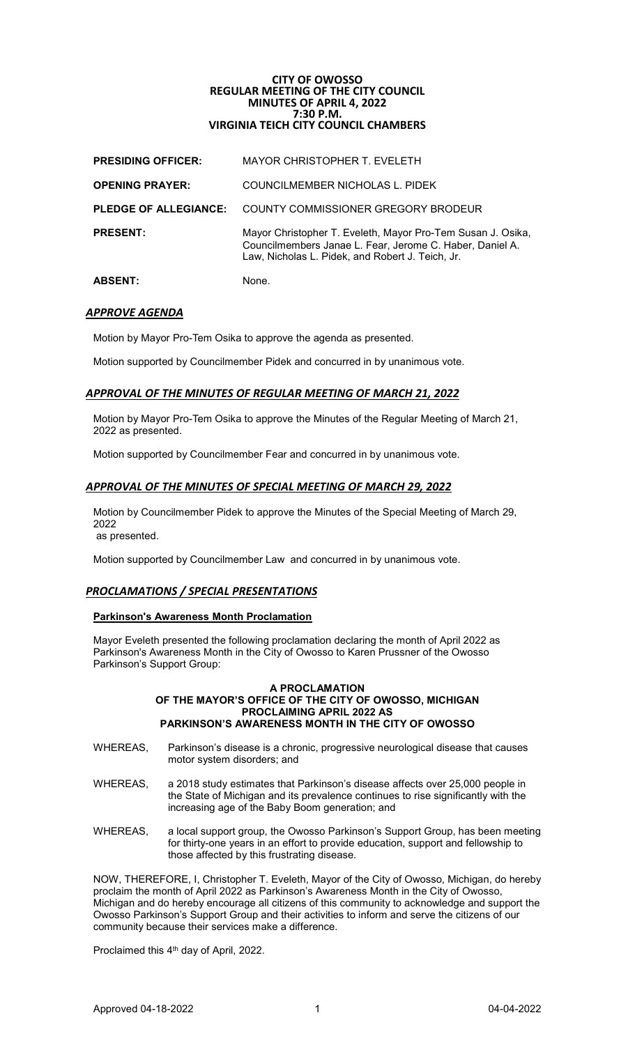# CITY OF OWOSSO
## REGULAR MEETING OF THE CITY COUNCIL
## MINUTES OF APRIL 4, 2022
## 7:30 P.M.
## VIRGINIA TEICH CITY COUNCIL CHAMBERS

| | |
|---|---|
| **PRESIDING OFFICER:** | MAYOR CHRISTOPHER T. EVELETH |
| **OPENING PRAYER:** | COUNCILMEMBER NICHOLAS L. PIDEK |
| **PLEDGE OF ALLEGIANCE:** | COUNTY COMMISSIONER GREGORY BRODEUR |
| **PRESENT:** | Mayor Christopher T. Eveleth, Mayor Pro-Tem Susan J. Osika, Councilmembers Janae L. Fear, Jerome C. Haber, Daniel A. Law, Nicholas L. Pidek, and Robert J. Teich, Jr. |
| **ABSENT:** | None. |

## ***APPROVE AGENDA***

Motion by Mayor Pro-Tem Osika to approve the agenda as presented.

Motion supported by Councilmember Pidek and concurred in by unanimous vote.

## ***APPROVAL OF THE MINUTES OF REGULAR MEETING OF MARCH 21, 2022***

Motion by Mayor Pro-Tem Osika to approve the Minutes of the Regular Meeting of March 21, 2022 as presented.

Motion supported by Councilmember Fear and concurred in by unanimous vote.

## ***APPROVAL OF THE MINUTES OF SPECIAL MEETING OF MARCH 29, 2022***

Motion by Councilmember Pidek to approve the Minutes of the Special Meeting of March 29, 2022
as presented.

Motion supported by Councilmember Law and concurred in by unanimous vote.

## ***PROCLAMATIONS / SPECIAL PRESENTATIONS***

**Parkinson's Awareness Month Proclamation**

Mayor Eveleth presented the following proclamation declaring the month of April 2022 as Parkinson's Awareness Month in the City of Owosso to Karen Prussner of the Owosso Parkinson's Support Group:

**A PROCLAMATION**
**OF THE MAYOR'S OFFICE OF THE CITY OF OWOSSO, MICHIGAN**
**PROCLAIMING APRIL 2022 AS**
**PARKINSON'S AWARENESS MONTH IN THE CITY OF OWOSSO**

WHEREAS, Parkinson's disease is a chronic, progressive neurological disease that causes motor system disorders; and

WHEREAS, a 2018 study estimates that Parkinson's disease affects over 25,000 people in the State of Michigan and its prevalence continues to rise significantly with the increasing age of the Baby Boom generation; and

WHEREAS, a local support group, the Owosso Parkinson's Support Group, has been meeting for thirty-one years in an effort to provide education, support and fellowship to those affected by this frustrating disease.

NOW, THEREFORE, I, Christopher T. Eveleth, Mayor of the City of Owosso, Michigan, do hereby proclaim the month of April 2022 as Parkinson's Awareness Month in the City of Owosso, Michigan and do hereby encourage all citizens of this community to acknowledge and support the Owosso Parkinson's Support Group and their activities to inform and serve the citizens of our community because their services make a difference.

Proclaimed this 4th day of April, 2022.

Approved 04-18-2022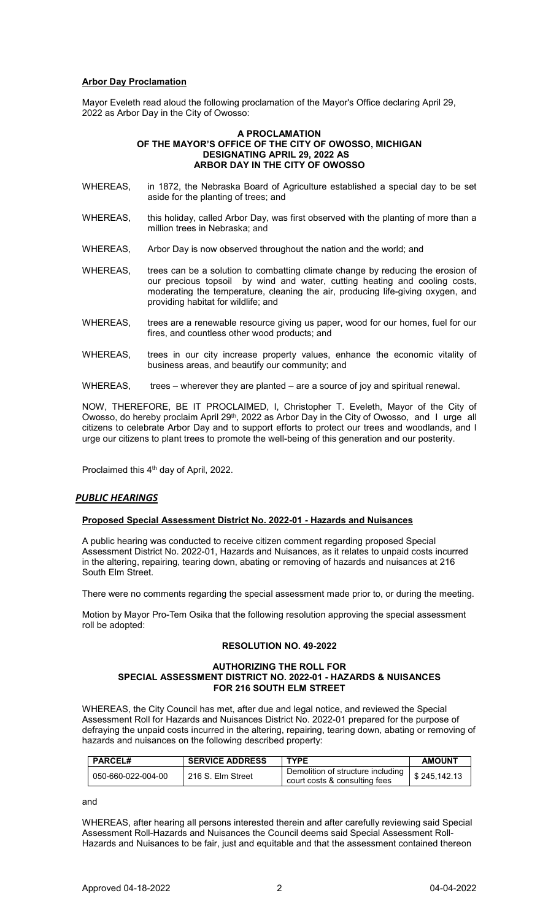**Arbor Day Proclamation**

Mayor Eveleth read aloud the following proclamation of the Mayor's Office declaring April 29, 2022 as Arbor Day in the City of Owosso:

**A PROCLAMATION**
**OF THE MAYOR'S OFFICE OF THE CITY OF OWOSSO, MICHIGAN**
**DESIGNATING APRIL 29, 2022 AS**
**ARBOR DAY IN THE CITY OF OWOSSO**

WHEREAS, in 1872, the Nebraska Board of Agriculture established a special day to be set aside for the planting of trees; and

WHEREAS, this holiday, called Arbor Day, was first observed with the planting of more than a million trees in Nebraska; and

WHEREAS, Arbor Day is now observed throughout the nation and the world; and

WHEREAS, trees can be a solution to combatting climate change by reducing the erosion of our precious topsoil by wind and water, cutting heating and cooling costs, moderating the temperature, cleaning the air, producing life-giving oxygen, and providing habitat for wildlife; and

WHEREAS, trees are a renewable resource giving us paper, wood for our homes, fuel for our fires, and countless other wood products; and

WHEREAS, trees in our city increase property values, enhance the economic vitality of business areas, and beautify our community; and

WHEREAS, trees – wherever they are planted – are a source of joy and spiritual renewal.

NOW, THEREFORE, BE IT PROCLAIMED, I, Christopher T. Eveleth, Mayor of the City of Owosso, do hereby proclaim April 29th, 2022 as Arbor Day in the City of Owosso, and I urge all citizens to celebrate Arbor Day and to support efforts to protect our trees and woodlands, and I urge our citizens to plant trees to promote the well-being of this generation and our posterity.

Proclaimed this 4th day of April, 2022.

***PUBLIC HEARINGS***

**Proposed Special Assessment District No. 2022-01 - Hazards and Nuisances**

A public hearing was conducted to receive citizen comment regarding proposed Special Assessment District No. 2022-01, Hazards and Nuisances, as it relates to unpaid costs incurred in the altering, repairing, tearing down, abating or removing of hazards and nuisances at 216 South Elm Street.

There were no comments regarding the special assessment made prior to, or during the meeting.

Motion by Mayor Pro-Tem Osika that the following resolution approving the special assessment roll be adopted:

**RESOLUTION NO. 49-2022**

**AUTHORIZING THE ROLL FOR**
**SPECIAL ASSESSMENT DISTRICT NO. 2022-01 - HAZARDS & NUISANCES**
**FOR 216 SOUTH ELM STREET**

WHEREAS, the City Council has met, after due and legal notice, and reviewed the Special Assessment Roll for Hazards and Nuisances District No. 2022-01 prepared for the purpose of defraying the unpaid costs incurred in the altering, repairing, tearing down, abating or removing of hazards and nuisances on the following described property:

| PARCEL# | SERVICE ADDRESS | TYPE | AMOUNT |
|---|---|---|---|
| 050-660-022-004-00 | 216 S. Elm Street | Demolition of structure including court costs & consulting fees | $ 245,142.13 |

and

WHEREAS, after hearing all persons interested therein and after carefully reviewing said Special Assessment Roll-Hazards and Nuisances the Council deems said Special Assessment Roll-Hazards and Nuisances to be fair, just and equitable and that the assessment contained thereon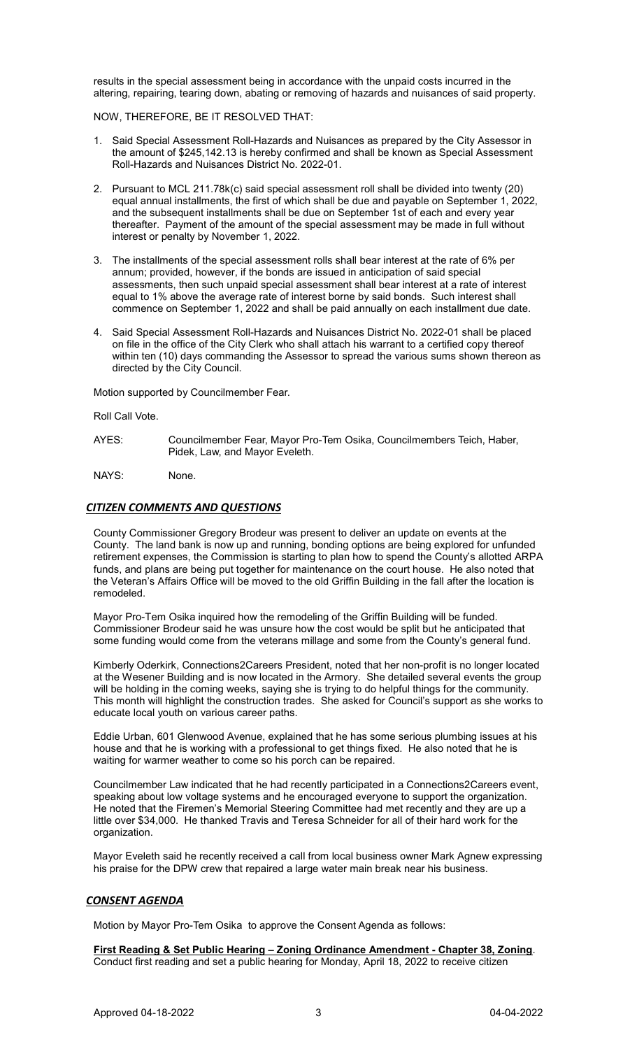results in the special assessment being in accordance with the unpaid costs incurred in the altering, repairing, tearing down, abating or removing of hazards and nuisances of said property.

NOW, THEREFORE, BE IT RESOLVED THAT:

1. Said Special Assessment Roll-Hazards and Nuisances as prepared by the City Assessor in the amount of $245,142.13 is hereby confirmed and shall be known as Special Assessment Roll-Hazards and Nuisances District No. 2022-01.

2. Pursuant to MCL 211.78k(c) said special assessment roll shall be divided into twenty (20) equal annual installments, the first of which shall be due and payable on September 1, 2022, and the subsequent installments shall be due on September 1st of each and every year thereafter. Payment of the amount of the special assessment may be made in full without interest or penalty by November 1, 2022.

3. The installments of the special assessment rolls shall bear interest at the rate of 6% per annum; provided, however, if the bonds are issued in anticipation of said special assessments, then such unpaid special assessment shall bear interest at a rate of interest equal to 1% above the average rate of interest borne by said bonds. Such interest shall commence on September 1, 2022 and shall be paid annually on each installment due date.

4. Said Special Assessment Roll-Hazards and Nuisances District No. 2022-01 shall be placed on file in the office of the City Clerk who shall attach his warrant to a certified copy thereof within ten (10) days commanding the Assessor to spread the various sums shown thereon as directed by the City Council.

Motion supported by Councilmember Fear.

Roll Call Vote.

AYES: Councilmember Fear, Mayor Pro-Tem Osika, Councilmembers Teich, Haber, Pidek, Law, and Mayor Eveleth.

NAYS: None.

## *CITIZEN COMMENTS AND QUESTIONS*

County Commissioner Gregory Brodeur was present to deliver an update on events at the County. The land bank is now up and running, bonding options are being explored for unfunded retirement expenses, the Commission is starting to plan how to spend the County's allotted ARPA funds, and plans are being put together for maintenance on the court house. He also noted that the Veteran's Affairs Office will be moved to the old Griffin Building in the fall after the location is remodeled.

Mayor Pro-Tem Osika inquired how the remodeling of the Griffin Building will be funded. Commissioner Brodeur said he was unsure how the cost would be split but he anticipated that some funding would come from the veterans millage and some from the County's general fund.

Kimberly Oderkirk, Connections2Careers President, noted that her non-profit is no longer located at the Wesener Building and is now located in the Armory. She detailed several events the group will be holding in the coming weeks, saying she is trying to do helpful things for the community. This month will highlight the construction trades. She asked for Council's support as she works to educate local youth on various career paths.

Eddie Urban, 601 Glenwood Avenue, explained that he has some serious plumbing issues at his house and that he is working with a professional to get things fixed. He also noted that he is waiting for warmer weather to come so his porch can be repaired.

Councilmember Law indicated that he had recently participated in a Connections2Careers event, speaking about low voltage systems and he encouraged everyone to support the organization. He noted that the Firemen's Memorial Steering Committee had met recently and they are up a little over $34,000. He thanked Travis and Teresa Schneider for all of their hard work for the organization.

Mayor Eveleth said he recently received a call from local business owner Mark Agnew expressing his praise for the DPW crew that repaired a large water main break near his business.

## *CONSENT AGENDA*

Motion by Mayor Pro-Tem Osika to approve the Consent Agenda as follows:

**First Reading & Set Public Hearing – Zoning Ordinance Amendment - Chapter 38, Zoning**. Conduct first reading and set a public hearing for Monday, April 18, 2022 to receive citizen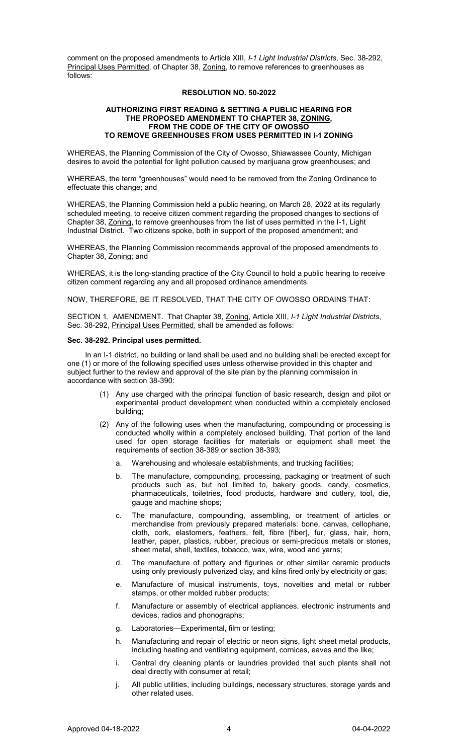comment on the proposed amendments to Article XIII, *I-1 Light Industrial Districts*, Sec. 38-292, Principal Uses Permitted, of Chapter 38, Zoning, to remove references to greenhouses as follows:

**RESOLUTION NO. 50-2022**

**AUTHORIZING FIRST READING & SETTING A PUBLIC HEARING FOR THE PROPOSED AMENDMENT TO CHAPTER 38, ZONING, FROM THE CODE OF THE CITY OF OWOSSO TO REMOVE GREENHOUSES FROM USES PERMITTED IN I-1 ZONING**

WHEREAS, the Planning Commission of the City of Owosso, Shiawassee County, Michigan desires to avoid the potential for light pollution caused by marijuana grow greenhouses; and

WHEREAS, the term "greenhouses" would need to be removed from the Zoning Ordinance to effectuate this change; and

WHEREAS, the Planning Commission held a public hearing, on March 28, 2022 at its regularly scheduled meeting, to receive citizen comment regarding the proposed changes to sections of Chapter 38, Zoning, to remove greenhouses from the list of uses permitted in the I-1, Light Industrial District. Two citizens spoke, both in support of the proposed amendment; and

WHEREAS, the Planning Commission recommends approval of the proposed amendments to Chapter 38, Zoning; and

WHEREAS, it is the long-standing practice of the City Council to hold a public hearing to receive citizen comment regarding any and all proposed ordinance amendments.

NOW, THEREFORE, BE IT RESOLVED, THAT THE CITY OF OWOSSO ORDAINS THAT:

SECTION 1. AMENDMENT. That Chapter 38, Zoning, Article XIII, *I-1 Light Industrial Districts*, Sec. 38-292, Principal Uses Permitted, shall be amended as follows:

**Sec. 38-292. Principal uses permitted.**

In an I-1 district, no building or land shall be used and no building shall be erected except for one (1) or more of the following specified uses unless otherwise provided in this chapter and subject further to the review and approval of the site plan by the planning commission in accordance with section 38-390:

(1) Any use charged with the principal function of basic research, design and pilot or experimental product development when conducted within a completely enclosed building;

(2) Any of the following uses when the manufacturing, compounding or processing is conducted wholly within a completely enclosed building. That portion of the land used for open storage facilities for materials or equipment shall meet the requirements of section 38-389 or section 38-393;

a. Warehousing and wholesale establishments, and trucking facilities;

b. The manufacture, compounding, processing, packaging or treatment of such products such as, but not limited to, bakery goods, candy, cosmetics, pharmaceuticals, toiletries, food products, hardware and cutlery, tool, die, gauge and machine shops;

c. The manufacture, compounding, assembling, or treatment of articles or merchandise from previously prepared materials: bone, canvas, cellophane, cloth, cork, elastomers, feathers, felt, fibre [fiber], fur, glass, hair, horn, leather, paper, plastics, rubber, precious or semi-precious metals or stones, sheet metal, shell, textiles, tobacco, wax, wire, wood and yarns;

d. The manufacture of pottery and figurines or other similar ceramic products using only previously pulverized clay, and kilns fired only by electricity or gas;

e. Manufacture of musical instruments, toys, novelties and metal or rubber stamps, or other molded rubber products;

f. Manufacture or assembly of electrical appliances, electronic instruments and devices, radios and phonographs;

g. Laboratories—Experimental, film or testing;

h. Manufacturing and repair of electric or neon signs, light sheet metal products, including heating and ventilating equipment, cornices, eaves and the like;

i. Central dry cleaning plants or laundries provided that such plants shall not deal directly with consumer at retail;

j. All public utilities, including buildings, necessary structures, storage yards and other related uses.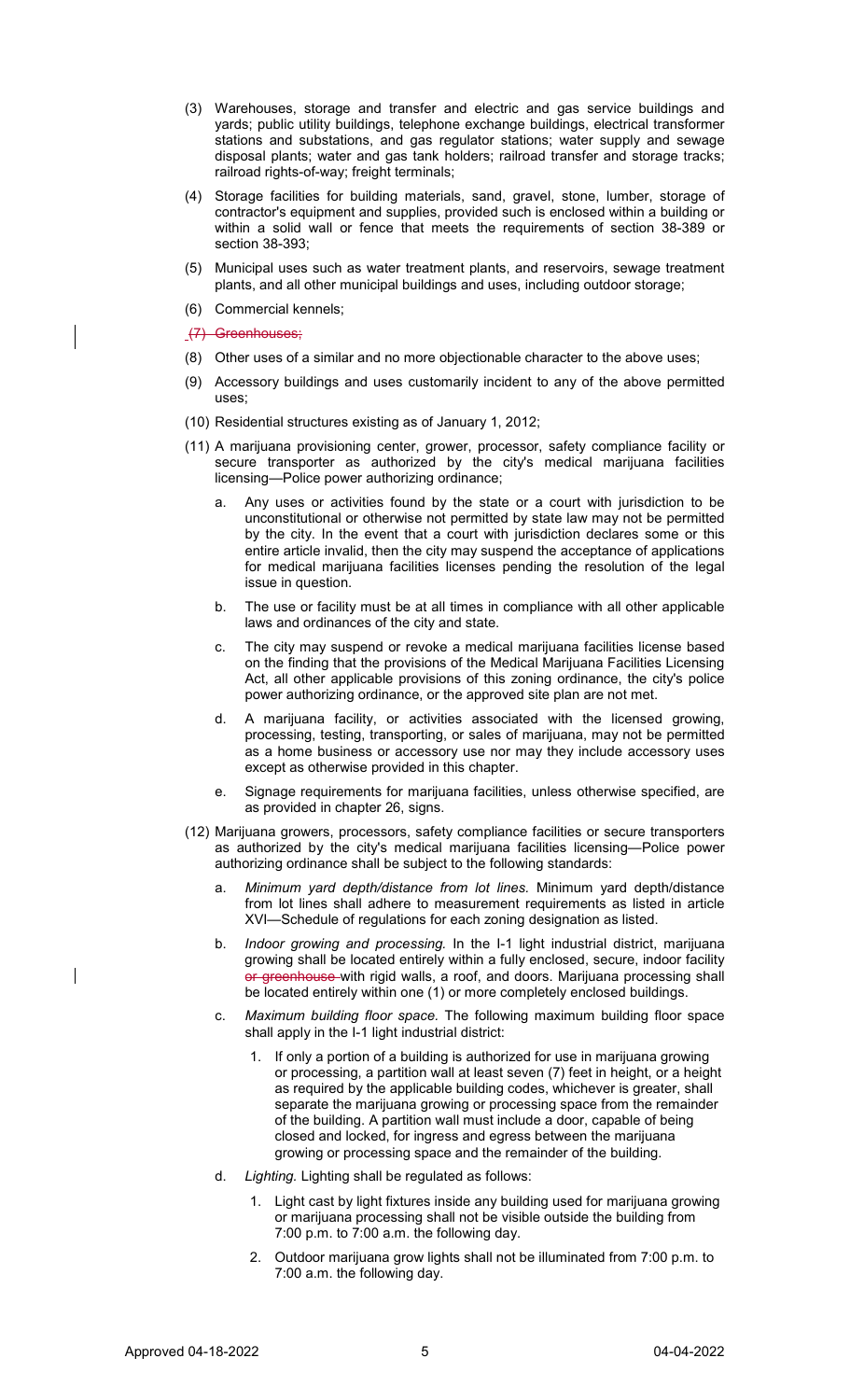(3) Warehouses, storage and transfer and electric and gas service buildings and yards; public utility buildings, telephone exchange buildings, electrical transformer stations and substations, and gas regulator stations; water supply and sewage disposal plants; water and gas tank holders; railroad transfer and storage tracks; railroad rights-of-way; freight terminals;

(4) Storage facilities for building materials, sand, gravel, stone, lumber, storage of contractor's equipment and supplies, provided such is enclosed within a building or within a solid wall or fence that meets the requirements of section 38-389 or section 38-393;

(5) Municipal uses such as water treatment plants, and reservoirs, sewage treatment plants, and all other municipal buildings and uses, including outdoor storage;

(6) Commercial kennels;

~~(7) Greenhouses;~~

(8) Other uses of a similar and no more objectionable character to the above uses;

(9) Accessory buildings and uses customarily incident to any of the above permitted uses;

(10) Residential structures existing as of January 1, 2012;

(11) A marijuana provisioning center, grower, processor, safety compliance facility or secure transporter as authorized by the city's medical marijuana facilities licensing—Police power authorizing ordinance;

   a. Any uses or activities found by the state or a court with jurisdiction to be unconstitutional or otherwise not permitted by state law may not be permitted by the city. In the event that a court with jurisdiction declares some or this entire article invalid, then the city may suspend the acceptance of applications for medical marijuana facilities licenses pending the resolution of the legal issue in question.

   b. The use or facility must be at all times in compliance with all other applicable laws and ordinances of the city and state.

   c. The city may suspend or revoke a medical marijuana facilities license based on the finding that the provisions of the Medical Marijuana Facilities Licensing Act, all other applicable provisions of this zoning ordinance, the city's police power authorizing ordinance, or the approved site plan are not met.

   d. A marijuana facility, or activities associated with the licensed growing, processing, testing, transporting, or sales of marijuana, may not be permitted as a home business or accessory use nor may they include accessory uses except as otherwise provided in this chapter.

   e. Signage requirements for marijuana facilities, unless otherwise specified, are as provided in chapter 26, signs.

(12) Marijuana growers, processors, safety compliance facilities or secure transporters as authorized by the city's medical marijuana facilities licensing—Police power authorizing ordinance shall be subject to the following standards:

   a. *Minimum yard depth/distance from lot lines.* Minimum yard depth/distance from lot lines shall adhere to measurement requirements as listed in article XVI—Schedule of regulations for each zoning designation as listed.

   b. *Indoor growing and processing.* In the I-1 light industrial district, marijuana growing shall be located entirely within a fully enclosed, secure, indoor facility ~~or greenhouse~~ with rigid walls, a roof, and doors. Marijuana processing shall be located entirely within one (1) or more completely enclosed buildings.

   c. *Maximum building floor space.* The following maximum building floor space shall apply in the I-1 light industrial district:

      1. If only a portion of a building is authorized for use in marijuana growing or processing, a partition wall at least seven (7) feet in height, or a height as required by the applicable building codes, whichever is greater, shall separate the marijuana growing or processing space from the remainder of the building. A partition wall must include a door, capable of being closed and locked, for ingress and egress between the marijuana growing or processing space and the remainder of the building.

   d. *Lighting.* Lighting shall be regulated as follows:

      1. Light cast by light fixtures inside any building used for marijuana growing or marijuana processing shall not be visible outside the building from 7:00 p.m. to 7:00 a.m. the following day.

      2. Outdoor marijuana grow lights shall not be illuminated from 7:00 p.m. to 7:00 a.m. the following day.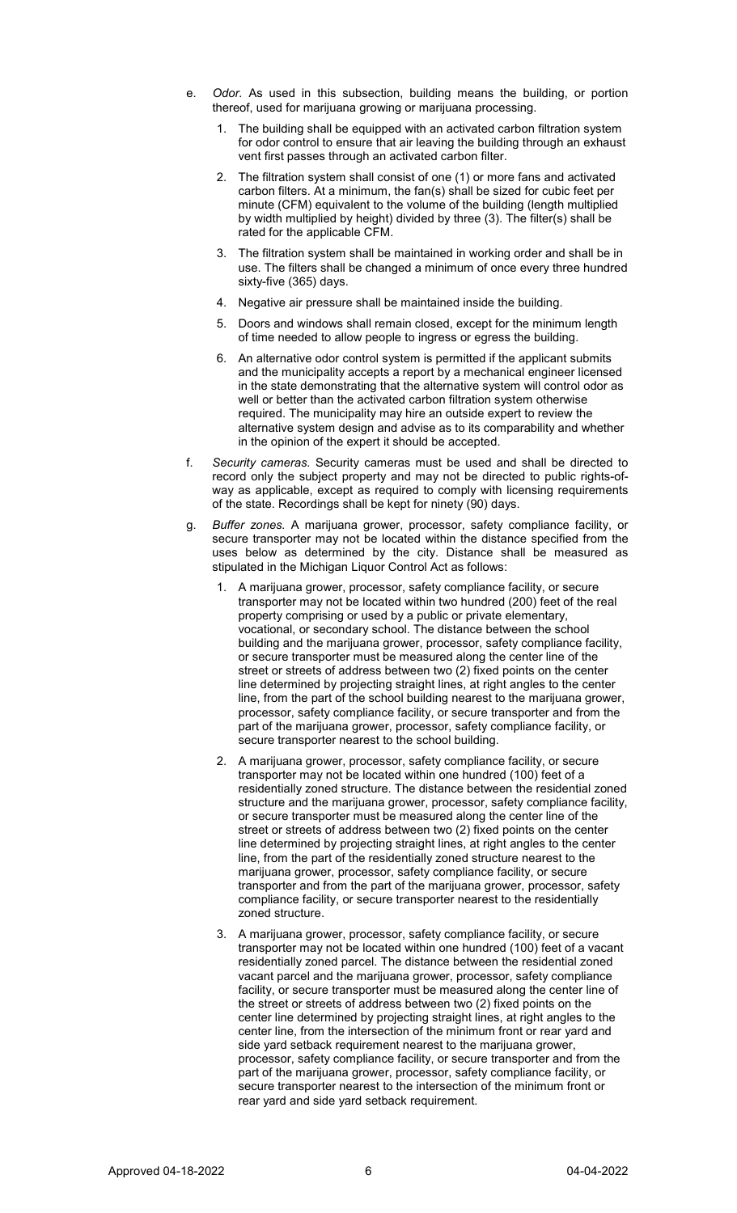e. *Odor.* As used in this subsection, building means the building, or portion thereof, used for marijuana growing or marijuana processing.

   1. The building shall be equipped with an activated carbon filtration system for odor control to ensure that air leaving the building through an exhaust vent first passes through an activated carbon filter.

   2. The filtration system shall consist of one (1) or more fans and activated carbon filters. At a minimum, the fan(s) shall be sized for cubic feet per minute (CFM) equivalent to the volume of the building (length multiplied by width multiplied by height) divided by three (3). The filter(s) shall be rated for the applicable CFM.

   3. The filtration system shall be maintained in working order and shall be in use. The filters shall be changed a minimum of once every three hundred sixty-five (365) days.

   4. Negative air pressure shall be maintained inside the building.

   5. Doors and windows shall remain closed, except for the minimum length of time needed to allow people to ingress or egress the building.

   6. An alternative odor control system is permitted if the applicant submits and the municipality accepts a report by a mechanical engineer licensed in the state demonstrating that the alternative system will control odor as well or better than the activated carbon filtration system otherwise required. The municipality may hire an outside expert to review the alternative system design and advise as to its comparability and whether in the opinion of the expert it should be accepted.

f. *Security cameras.* Security cameras must be used and shall be directed to record only the subject property and may not be directed to public rights-of-way as applicable, except as required to comply with licensing requirements of the state. Recordings shall be kept for ninety (90) days.

g. *Buffer zones.* A marijuana grower, processor, safety compliance facility, or secure transporter may not be located within the distance specified from the uses below as determined by the city. Distance shall be measured as stipulated in the Michigan Liquor Control Act as follows:

   1. A marijuana grower, processor, safety compliance facility, or secure transporter may not be located within two hundred (200) feet of the real property comprising or used by a public or private elementary, vocational, or secondary school. The distance between the school building and the marijuana grower, processor, safety compliance facility, or secure transporter must be measured along the center line of the street or streets of address between two (2) fixed points on the center line determined by projecting straight lines, at right angles to the center line, from the part of the school building nearest to the marijuana grower, processor, safety compliance facility, or secure transporter and from the part of the marijuana grower, processor, safety compliance facility, or secure transporter nearest to the school building.

   2. A marijuana grower, processor, safety compliance facility, or secure transporter may not be located within one hundred (100) feet of a residentially zoned structure. The distance between the residential zoned structure and the marijuana grower, processor, safety compliance facility, or secure transporter must be measured along the center line of the street or streets of address between two (2) fixed points on the center line determined by projecting straight lines, at right angles to the center line, from the part of the residentially zoned structure nearest to the marijuana grower, processor, safety compliance facility, or secure transporter and from the part of the marijuana grower, processor, safety compliance facility, or secure transporter nearest to the residentially zoned structure.

   3. A marijuana grower, processor, safety compliance facility, or secure transporter may not be located within one hundred (100) feet of a vacant residentially zoned parcel. The distance between the residential zoned vacant parcel and the marijuana grower, processor, safety compliance facility, or secure transporter must be measured along the center line of the street or streets of address between two (2) fixed points on the center line determined by projecting straight lines, at right angles to the center line, from the intersection of the minimum front or rear yard and side yard setback requirement nearest to the marijuana grower, processor, safety compliance facility, or secure transporter and from the part of the marijuana grower, processor, safety compliance facility, or secure transporter nearest to the intersection of the minimum front or rear yard and side yard setback requirement.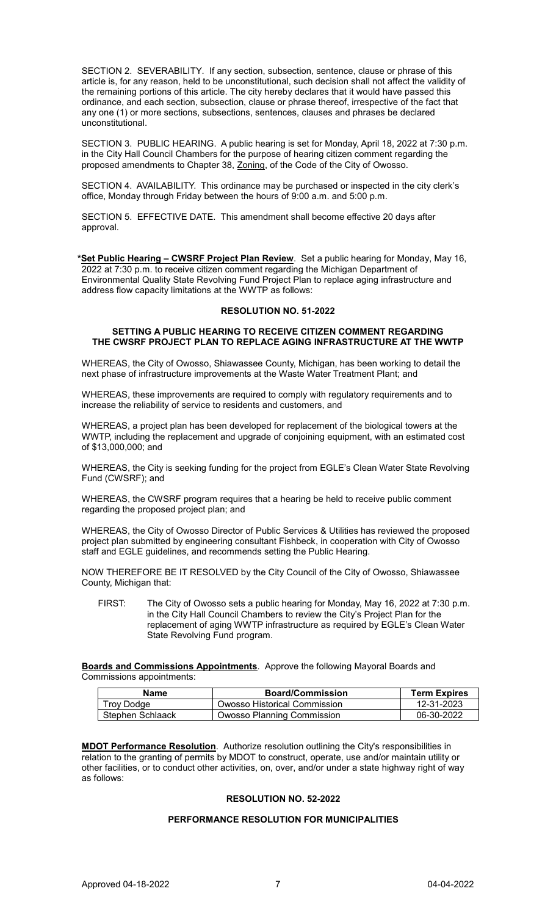SECTION 2. SEVERABILITY. If any section, subsection, sentence, clause or phrase of this article is, for any reason, held to be unconstitutional, such decision shall not affect the validity of the remaining portions of this article. The city hereby declares that it would have passed this ordinance, and each section, subsection, clause or phrase thereof, irrespective of the fact that any one (1) or more sections, subsections, sentences, clauses and phrases be declared unconstitutional.

SECTION 3. PUBLIC HEARING. A public hearing is set for Monday, April 18, 2022 at 7:30 p.m. in the City Hall Council Chambers for the purpose of hearing citizen comment regarding the proposed amendments to Chapter 38, Zoning, of the Code of the City of Owosso.

SECTION 4. AVAILABILITY. This ordinance may be purchased or inspected in the city clerk's office, Monday through Friday between the hours of 9:00 a.m. and 5:00 p.m.

SECTION 5. EFFECTIVE DATE. This amendment shall become effective 20 days after approval.

***Set Public Hearing – CWSRF Project Plan Review**. Set a public hearing for Monday, May 16, 2022 at 7:30 p.m. to receive citizen comment regarding the Michigan Department of Environmental Quality State Revolving Fund Project Plan to replace aging infrastructure and address flow capacity limitations at the WWTP as follows:

**RESOLUTION NO. 51-2022**

**SETTING A PUBLIC HEARING TO RECEIVE CITIZEN COMMENT REGARDING THE CWSRF PROJECT PLAN TO REPLACE AGING INFRASTRUCTURE AT THE WWTP**

WHEREAS, the City of Owosso, Shiawassee County, Michigan, has been working to detail the next phase of infrastructure improvements at the Waste Water Treatment Plant; and

WHEREAS, these improvements are required to comply with regulatory requirements and to increase the reliability of service to residents and customers, and

WHEREAS, a project plan has been developed for replacement of the biological towers at the WWTP, including the replacement and upgrade of conjoining equipment, with an estimated cost of $13,000,000; and

WHEREAS, the City is seeking funding for the project from EGLE's Clean Water State Revolving Fund (CWSRF); and

WHEREAS, the CWSRF program requires that a hearing be held to receive public comment regarding the proposed project plan; and

WHEREAS, the City of Owosso Director of Public Services & Utilities has reviewed the proposed project plan submitted by engineering consultant Fishbeck, in cooperation with City of Owosso staff and EGLE guidelines, and recommends setting the Public Hearing.

NOW THEREFORE BE IT RESOLVED by the City Council of the City of Owosso, Shiawassee County, Michigan that:

FIRST: The City of Owosso sets a public hearing for Monday, May 16, 2022 at 7:30 p.m. in the City Hall Council Chambers to review the City's Project Plan for the replacement of aging WWTP infrastructure as required by EGLE's Clean Water State Revolving Fund program.

**Boards and Commissions Appointments**. Approve the following Mayoral Boards and Commissions appointments:

| Name | Board/Commission | Term Expires |
|---|---|---|
| Troy Dodge | Owosso Historical Commission | 12-31-2023 |
| Stephen Schlaack | Owosso Planning Commission | 06-30-2022 |

**MDOT Performance Resolution**. Authorize resolution outlining the City's responsibilities in relation to the granting of permits by MDOT to construct, operate, use and/or maintain utility or other facilities, or to conduct other activities, on, over, and/or under a state highway right of way as follows:

**RESOLUTION NO. 52-2022**

**PERFORMANCE RESOLUTION FOR MUNICIPALITIES**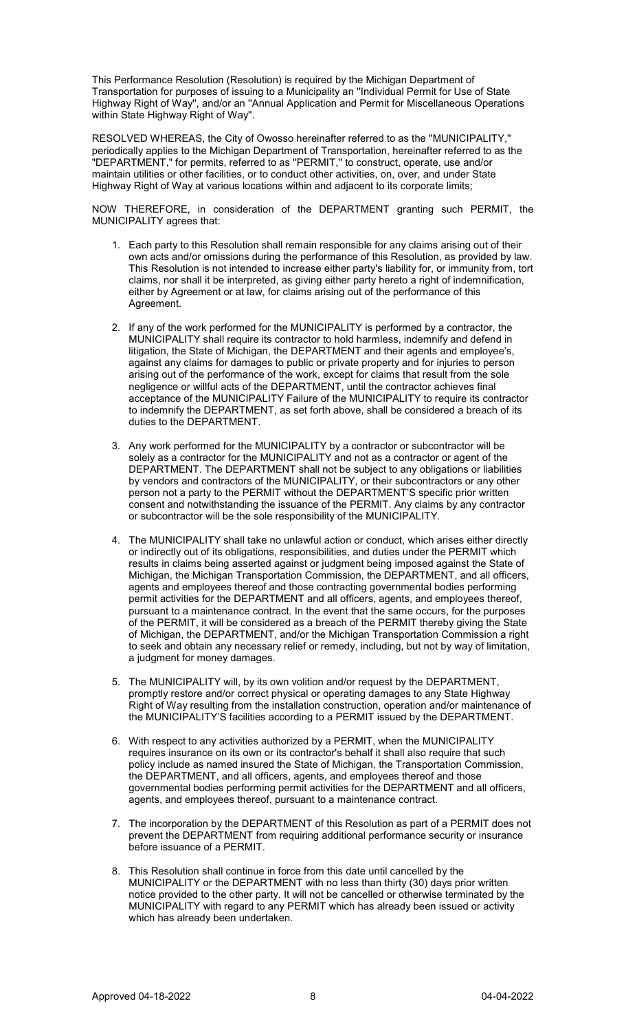This Performance Resolution (Resolution) is required by the Michigan Department of Transportation for purposes of issuing to a Municipality an "Individual Permit for Use of State Highway Right of Way", and/or an "Annual Application and Permit for Miscellaneous Operations within State Highway Right of Way".

RESOLVED WHEREAS, the City of Owosso hereinafter referred to as the "MUNICIPALITY," periodically applies to the Michigan Department of Transportation, hereinafter referred to as the "DEPARTMENT," for permits, referred to as "PERMIT," to construct, operate, use and/or maintain utilities or other facilities, or to conduct other activities, on, over, and under State Highway Right of Way at various locations within and adjacent to its corporate limits;

NOW THEREFORE, in consideration of the DEPARTMENT granting such PERMIT, the MUNICIPALITY agrees that:

1. Each party to this Resolution shall remain responsible for any claims arising out of their own acts and/or omissions during the performance of this Resolution, as provided by law. This Resolution is not intended to increase either party's liability for, or immunity from, tort claims, nor shall it be interpreted, as giving either party hereto a right of indemnification, either by Agreement or at law, for claims arising out of the performance of this Agreement.

2. If any of the work performed for the MUNICIPALITY is performed by a contractor, the MUNICIPALITY shall require its contractor to hold harmless, indemnify and defend in litigation, the State of Michigan, the DEPARTMENT and their agents and employee's, against any claims for damages to public or private property and for injuries to person arising out of the performance of the work, except for claims that result from the sole negligence or willful acts of the DEPARTMENT, until the contractor achieves final acceptance of the MUNICIPALITY Failure of the MUNICIPALITY to require its contractor to indemnify the DEPARTMENT, as set forth above, shall be considered a breach of its duties to the DEPARTMENT.

3. Any work performed for the MUNICIPALITY by a contractor or subcontractor will be solely as a contractor for the MUNICIPALITY and not as a contractor or agent of the DEPARTMENT. The DEPARTMENT shall not be subject to any obligations or liabilities by vendors and contractors of the MUNICIPALITY, or their subcontractors or any other person not a party to the PERMIT without the DEPARTMENT'S specific prior written consent and notwithstanding the issuance of the PERMIT. Any claims by any contractor or subcontractor will be the sole responsibility of the MUNICIPALITY.

4. The MUNICIPALITY shall take no unlawful action or conduct, which arises either directly or indirectly out of its obligations, responsibilities, and duties under the PERMIT which results in claims being asserted against or judgment being imposed against the State of Michigan, the Michigan Transportation Commission, the DEPARTMENT, and all officers, agents and employees thereof and those contracting governmental bodies performing permit activities for the DEPARTMENT and all officers, agents, and employees thereof, pursuant to a maintenance contract. In the event that the same occurs, for the purposes of the PERMIT, it will be considered as a breach of the PERMIT thereby giving the State of Michigan, the DEPARTMENT, and/or the Michigan Transportation Commission a right to seek and obtain any necessary relief or remedy, including, but not by way of limitation, a judgment for money damages.

5. The MUNICIPALITY will, by its own volition and/or request by the DEPARTMENT, promptly restore and/or correct physical or operating damages to any State Highway Right of Way resulting from the installation construction, operation and/or maintenance of the MUNICIPALITY'S facilities according to a PERMIT issued by the DEPARTMENT.

6. With respect to any activities authorized by a PERMIT, when the MUNICIPALITY requires insurance on its own or its contractor's behalf it shall also require that such policy include as named insured the State of Michigan, the Transportation Commission, the DEPARTMENT, and all officers, agents, and employees thereof and those governmental bodies performing permit activities for the DEPARTMENT and all officers, agents, and employees thereof, pursuant to a maintenance contract.

7. The incorporation by the DEPARTMENT of this Resolution as part of a PERMIT does not prevent the DEPARTMENT from requiring additional performance security or insurance before issuance of a PERMIT.

8. This Resolution shall continue in force from this date until cancelled by the MUNICIPALITY or the DEPARTMENT with no less than thirty (30) days prior written notice provided to the other party. It will not be cancelled or otherwise terminated by the MUNICIPALITY with regard to any PERMIT which has already been issued or activity which has already been undertaken.

Approved 04-18-2022 04-04-2022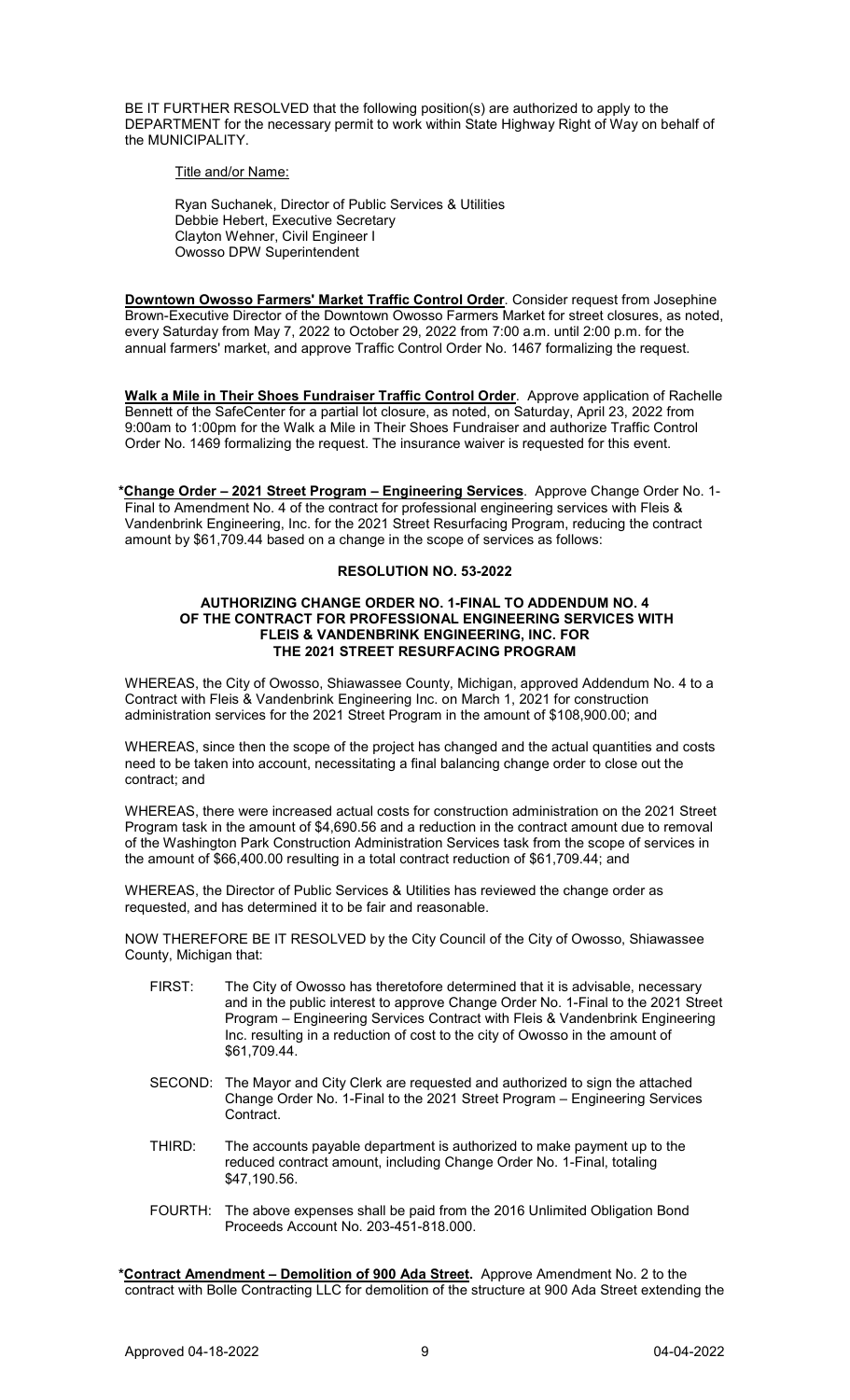BE IT FURTHER RESOLVED that the following position(s) are authorized to apply to the DEPARTMENT for the necessary permit to work within State Highway Right of Way on behalf of the MUNICIPALITY.

Title and/or Name:

Ryan Suchanek, Director of Public Services & Utilities
Debbie Hebert, Executive Secretary
Clayton Wehner, Civil Engineer I
Owosso DPW Superintendent

**Downtown Owosso Farmers' Market Traffic Control Order**. Consider request from Josephine Brown-Executive Director of the Downtown Owosso Farmers Market for street closures, as noted, every Saturday from May 7, 2022 to October 29, 2022 from 7:00 a.m. until 2:00 p.m. for the annual farmers' market, and approve Traffic Control Order No. 1467 formalizing the request.

**Walk a Mile in Their Shoes Fundraiser Traffic Control Order**. Approve application of Rachelle Bennett of the SafeCenter for a partial lot closure, as noted, on Saturday, April 23, 2022 from 9:00am to 1:00pm for the Walk a Mile in Their Shoes Fundraiser and authorize Traffic Control Order No. 1469 formalizing the request. The insurance waiver is requested for this event.

***Change Order – 2021 Street Program – Engineering Services**. Approve Change Order No. 1-Final to Amendment No. 4 of the contract for professional engineering services with Fleis & Vandenbrink Engineering, Inc. for the 2021 Street Resurfacing Program, reducing the contract amount by $61,709.44 based on a change in the scope of services as follows:

**RESOLUTION NO. 53-2022**

**AUTHORIZING CHANGE ORDER NO. 1-FINAL TO ADDENDUM NO. 4 OF THE CONTRACT FOR PROFESSIONAL ENGINEERING SERVICES WITH FLEIS & VANDENBRINK ENGINEERING, INC. FOR THE 2021 STREET RESURFACING PROGRAM**

WHEREAS, the City of Owosso, Shiawassee County, Michigan, approved Addendum No. 4 to a Contract with Fleis & Vandenbrink Engineering Inc. on March 1, 2021 for construction administration services for the 2021 Street Program in the amount of $108,900.00; and

WHEREAS, since then the scope of the project has changed and the actual quantities and costs need to be taken into account, necessitating a final balancing change order to close out the contract; and

WHEREAS, there were increased actual costs for construction administration on the 2021 Street Program task in the amount of $4,690.56 and a reduction in the contract amount due to removal of the Washington Park Construction Administration Services task from the scope of services in the amount of $66,400.00 resulting in a total contract reduction of $61,709.44; and

WHEREAS, the Director of Public Services & Utilities has reviewed the change order as requested, and has determined it to be fair and reasonable.

NOW THEREFORE BE IT RESOLVED by the City Council of the City of Owosso, Shiawassee County, Michigan that:

FIRST: The City of Owosso has theretofore determined that it is advisable, necessary and in the public interest to approve Change Order No. 1-Final to the 2021 Street Program – Engineering Services Contract with Fleis & Vandenbrink Engineering Inc. resulting in a reduction of cost to the city of Owosso in the amount of $61,709.44.

SECOND: The Mayor and City Clerk are requested and authorized to sign the attached Change Order No. 1-Final to the 2021 Street Program – Engineering Services Contract.

THIRD: The accounts payable department is authorized to make payment up to the reduced contract amount, including Change Order No. 1-Final, totaling $47,190.56.

FOURTH: The above expenses shall be paid from the 2016 Unlimited Obligation Bond Proceeds Account No. 203-451-818.000.

***Contract Amendment – Demolition of 900 Ada Street.** Approve Amendment No. 2 to the contract with Bolle Contracting LLC for demolition of the structure at 900 Ada Street extending the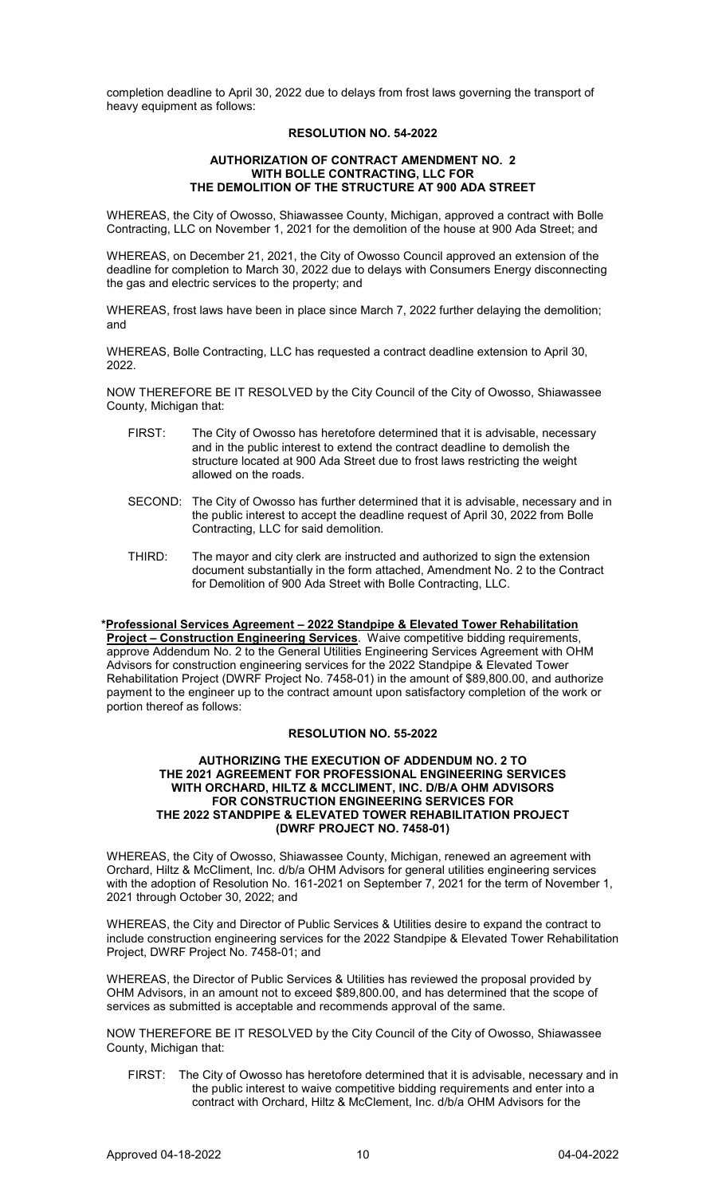completion deadline to April 30, 2022 due to delays from frost laws governing the transport of heavy equipment as follows:

**RESOLUTION NO. 54-2022**

**AUTHORIZATION OF CONTRACT AMENDMENT NO. 2 WITH BOLLE CONTRACTING, LLC FOR THE DEMOLITION OF THE STRUCTURE AT 900 ADA STREET**

WHEREAS, the City of Owosso, Shiawassee County, Michigan, approved a contract with Bolle Contracting, LLC on November 1, 2021 for the demolition of the house at 900 Ada Street; and

WHEREAS, on December 21, 2021, the City of Owosso Council approved an extension of the deadline for completion to March 30, 2022 due to delays with Consumers Energy disconnecting the gas and electric services to the property; and

WHEREAS, frost laws have been in place since March 7, 2022 further delaying the demolition; and

WHEREAS, Bolle Contracting, LLC has requested a contract deadline extension to April 30, 2022.

NOW THEREFORE BE IT RESOLVED by the City Council of the City of Owosso, Shiawassee County, Michigan that:

FIRST: The City of Owosso has heretofore determined that it is advisable, necessary and in the public interest to extend the contract deadline to demolish the structure located at 900 Ada Street due to frost laws restricting the weight allowed on the roads.

SECOND: The City of Owosso has further determined that it is advisable, necessary and in the public interest to accept the deadline request of April 30, 2022 from Bolle Contracting, LLC for said demolition.

THIRD: The mayor and city clerk are instructed and authorized to sign the extension document substantially in the form attached, Amendment No. 2 to the Contract for Demolition of 900 Ada Street with Bolle Contracting, LLC.

*__Professional Services Agreement – 2022 Standpipe & Elevated Tower Rehabilitation Project – Construction Engineering Services__. Waive competitive bidding requirements, approve Addendum No. 2 to the General Utilities Engineering Services Agreement with OHM Advisors for construction engineering services for the 2022 Standpipe & Elevated Tower Rehabilitation Project (DWRF Project No. 7458-01) in the amount of $89,800.00, and authorize payment to the engineer up to the contract amount upon satisfactory completion of the work or portion thereof as follows:

**RESOLUTION NO. 55-2022**

**AUTHORIZING THE EXECUTION OF ADDENDUM NO. 2 TO THE 2021 AGREEMENT FOR PROFESSIONAL ENGINEERING SERVICES WITH ORCHARD, HILTZ & MCCLIMENT, INC. D/B/A OHM ADVISORS FOR CONSTRUCTION ENGINEERING SERVICES FOR THE 2022 STANDPIPE & ELEVATED TOWER REHABILITATION PROJECT (DWRF PROJECT NO. 7458-01)**

WHEREAS, the City of Owosso, Shiawassee County, Michigan, renewed an agreement with Orchard, Hiltz & McCliment, Inc. d/b/a OHM Advisors for general utilities engineering services with the adoption of Resolution No. 161-2021 on September 7, 2021 for the term of November 1, 2021 through October 30, 2022; and

WHEREAS, the City and Director of Public Services & Utilities desire to expand the contract to include construction engineering services for the 2022 Standpipe & Elevated Tower Rehabilitation Project, DWRF Project No. 7458-01; and

WHEREAS, the Director of Public Services & Utilities has reviewed the proposal provided by OHM Advisors, in an amount not to exceed $89,800.00, and has determined that the scope of services as submitted is acceptable and recommends approval of the same.

NOW THEREFORE BE IT RESOLVED by the City Council of the City of Owosso, Shiawassee County, Michigan that:

FIRST: The City of Owosso has heretofore determined that it is advisable, necessary and in the public interest to waive competitive bidding requirements and enter into a contract with Orchard, Hiltz & McClement, Inc. d/b/a OHM Advisors for the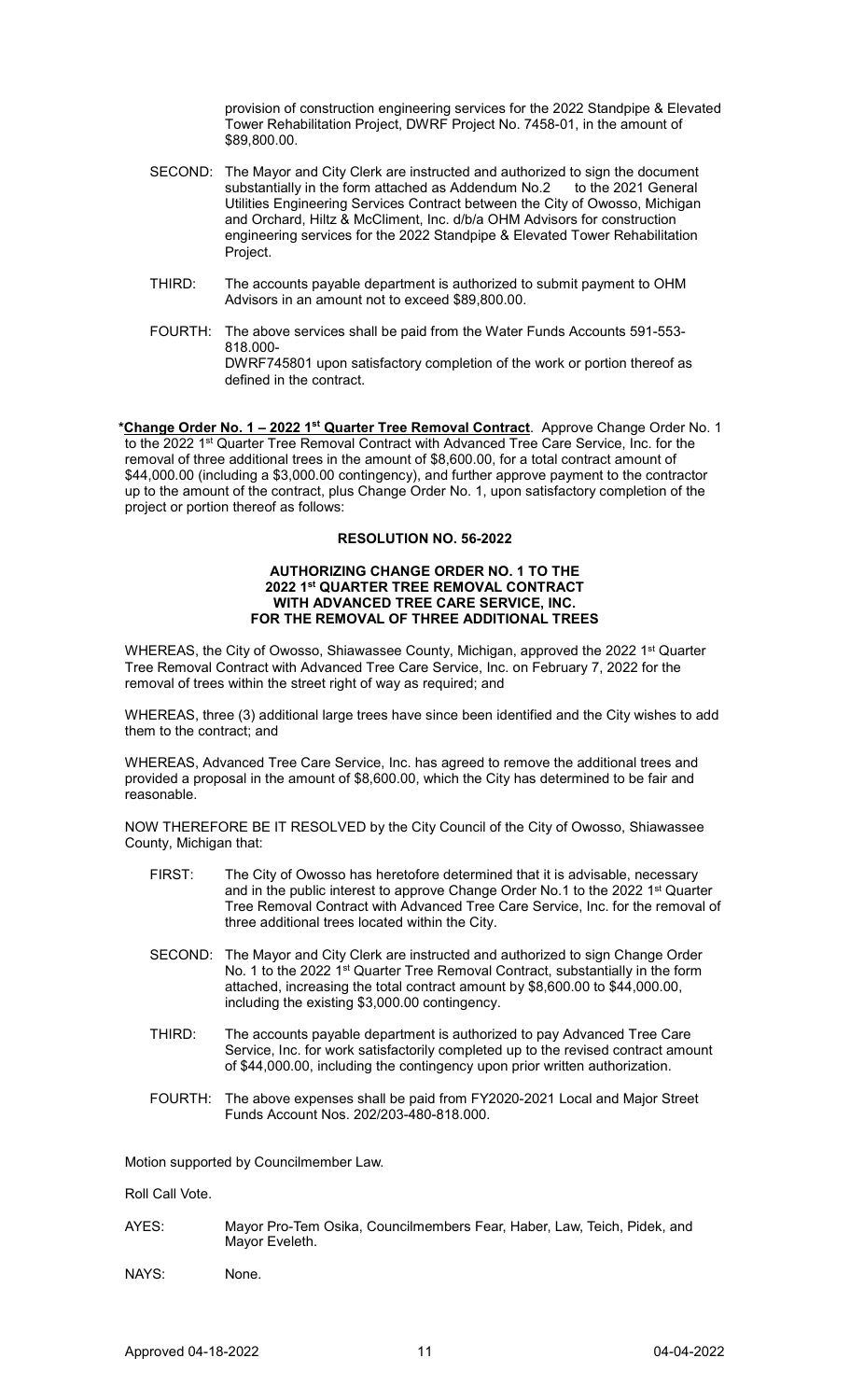provision of construction engineering services for the 2022 Standpipe & Elevated Tower Rehabilitation Project, DWRF Project No. 7458-01, in the amount of $89,800.00.

SECOND: The Mayor and City Clerk are instructed and authorized to sign the document substantially in the form attached as Addendum No.2 to the 2021 General Utilities Engineering Services Contract between the City of Owosso, Michigan and Orchard, Hiltz & McCliment, Inc. d/b/a OHM Advisors for construction engineering services for the 2022 Standpipe & Elevated Tower Rehabilitation Project.

THIRD: The accounts payable department is authorized to submit payment to OHM Advisors in an amount not to exceed $89,800.00.

FOURTH: The above services shall be paid from the Water Funds Accounts 591-553-818.000-DWRF745801 upon satisfactory completion of the work or portion thereof as defined in the contract.

***Change Order No. 1 – 2022 1st Quarter Tree Removal Contract**. Approve Change Order No. 1 to the 2022 1st Quarter Tree Removal Contract with Advanced Tree Care Service, Inc. for the removal of three additional trees in the amount of $8,600.00, for a total contract amount of $44,000.00 (including a $3,000.00 contingency), and further approve payment to the contractor up to the amount of the contract, plus Change Order No. 1, upon satisfactory completion of the project or portion thereof as follows:

**RESOLUTION NO. 56-2022**

**AUTHORIZING CHANGE ORDER NO. 1 TO THE 2022 1st QUARTER TREE REMOVAL CONTRACT WITH ADVANCED TREE CARE SERVICE, INC. FOR THE REMOVAL OF THREE ADDITIONAL TREES**

WHEREAS, the City of Owosso, Shiawassee County, Michigan, approved the 2022 1st Quarter Tree Removal Contract with Advanced Tree Care Service, Inc. on February 7, 2022 for the removal of trees within the street right of way as required; and

WHEREAS, three (3) additional large trees have since been identified and the City wishes to add them to the contract; and

WHEREAS, Advanced Tree Care Service, Inc. has agreed to remove the additional trees and provided a proposal in the amount of $8,600.00, which the City has determined to be fair and reasonable.

NOW THEREFORE BE IT RESOLVED by the City Council of the City of Owosso, Shiawassee County, Michigan that:

FIRST: The City of Owosso has heretofore determined that it is advisable, necessary and in the public interest to approve Change Order No.1 to the 2022 1st Quarter Tree Removal Contract with Advanced Tree Care Service, Inc. for the removal of three additional trees located within the City.

SECOND: The Mayor and City Clerk are instructed and authorized to sign Change Order No. 1 to the 2022 1st Quarter Tree Removal Contract, substantially in the form attached, increasing the total contract amount by $8,600.00 to $44,000.00, including the existing $3,000.00 contingency.

THIRD: The accounts payable department is authorized to pay Advanced Tree Care Service, Inc. for work satisfactorily completed up to the revised contract amount of $44,000.00, including the contingency upon prior written authorization.

FOURTH: The above expenses shall be paid from FY2020-2021 Local and Major Street Funds Account Nos. 202/203-480-818.000.

Motion supported by Councilmember Law.

Roll Call Vote.

AYES: Mayor Pro-Tem Osika, Councilmembers Fear, Haber, Law, Teich, Pidek, and Mayor Eveleth.

NAYS: None.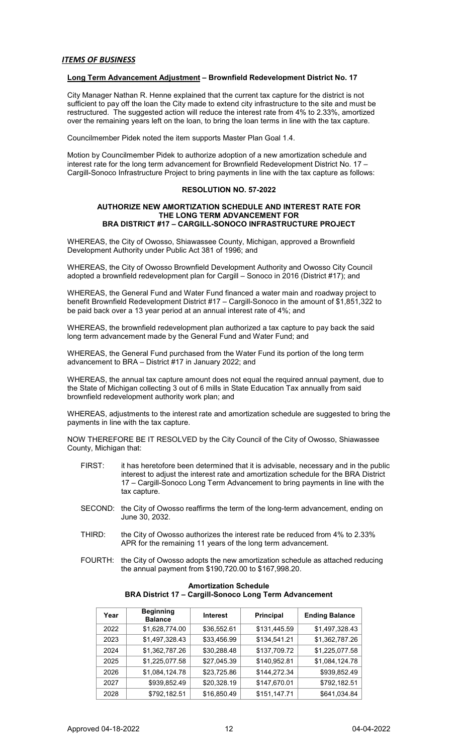## *ITEMS OF BUSINESS*

**Long Term Advancement Adjustment – Brownfield Redevelopment District No. 17**

City Manager Nathan R. Henne explained that the current tax capture for the district is not sufficient to pay off the loan the City made to extend city infrastructure to the site and must be restructured. The suggested action will reduce the interest rate from 4% to 2.33%, amortized over the remaining years left on the loan, to bring the loan terms in line with the tax capture.

Councilmember Pidek noted the item supports Master Plan Goal 1.4.

Motion by Councilmember Pidek to authorize adoption of a new amortization schedule and interest rate for the long term advancement for Brownfield Redevelopment District No. 17 – Cargill-Sonoco Infrastructure Project to bring payments in line with the tax capture as follows:

**RESOLUTION NO. 57-2022**

**AUTHORIZE NEW AMORTIZATION SCHEDULE AND INTEREST RATE FOR THE LONG TERM ADVANCEMENT FOR BRA DISTRICT #17 – CARGILL-SONOCO INFRASTRUCTURE PROJECT**

WHEREAS, the City of Owosso, Shiawassee County, Michigan, approved a Brownfield Development Authority under Public Act 381 of 1996; and

WHEREAS, the City of Owosso Brownfield Development Authority and Owosso City Council adopted a brownfield redevelopment plan for Cargill – Sonoco in 2016 (District #17); and

WHEREAS, the General Fund and Water Fund financed a water main and roadway project to benefit Brownfield Redevelopment District #17 – Cargill-Sonoco in the amount of $1,851,322 to be paid back over a 13 year period at an annual interest rate of 4%; and

WHEREAS, the brownfield redevelopment plan authorized a tax capture to pay back the said long term advancement made by the General Fund and Water Fund; and

WHEREAS, the General Fund purchased from the Water Fund its portion of the long term advancement to BRA – District #17 in January 2022; and

WHEREAS, the annual tax capture amount does not equal the required annual payment, due to the State of Michigan collecting 3 out of 6 mills in State Education Tax annually from said brownfield redevelopment authority work plan; and

WHEREAS, adjustments to the interest rate and amortization schedule are suggested to bring the payments in line with the tax capture.

NOW THEREFORE BE IT RESOLVED by the City Council of the City of Owosso, Shiawassee County, Michigan that:

FIRST: it has heretofore been determined that it is advisable, necessary and in the public interest to adjust the interest rate and amortization schedule for the BRA District 17 – Cargill-Sonoco Long Term Advancement to bring payments in line with the tax capture.

SECOND: the City of Owosso reaffirms the term of the long-term advancement, ending on June 30, 2032.

THIRD: the City of Owosso authorizes the interest rate be reduced from 4% to 2.33% APR for the remaining 11 years of the long term advancement.

FOURTH: the City of Owosso adopts the new amortization schedule as attached reducing the annual payment from $190,720.00 to $167,998.20.

**Amortization Schedule**
**BRA District 17 – Cargill-Sonoco Long Term Advancement**

| Year | Beginning Balance | Interest | Principal | Ending Balance |
|---|---|---|---|---|
| 2022 | $1,628,774.00 | $36,552.61 | $131,445.59 | $1,497,328.43 |
| 2023 | $1,497,328.43 | $33,456.99 | $134,541.21 | $1,362,787.26 |
| 2024 | $1,362,787.26 | $30,288.48 | $137,709.72 | $1,225,077.58 |
| 2025 | $1,225,077.58 | $27,045.39 | $140,952.81 | $1,084,124.78 |
| 2026 | $1,084,124.78 | $23,725.86 | $144,272.34 | $939,852.49 |
| 2027 | $939,852.49 | $20,328.19 | $147,670.01 | $792,182.51 |
| 2028 | $792,182.51 | $16,850.49 | $151,147.71 | $641,034.84 |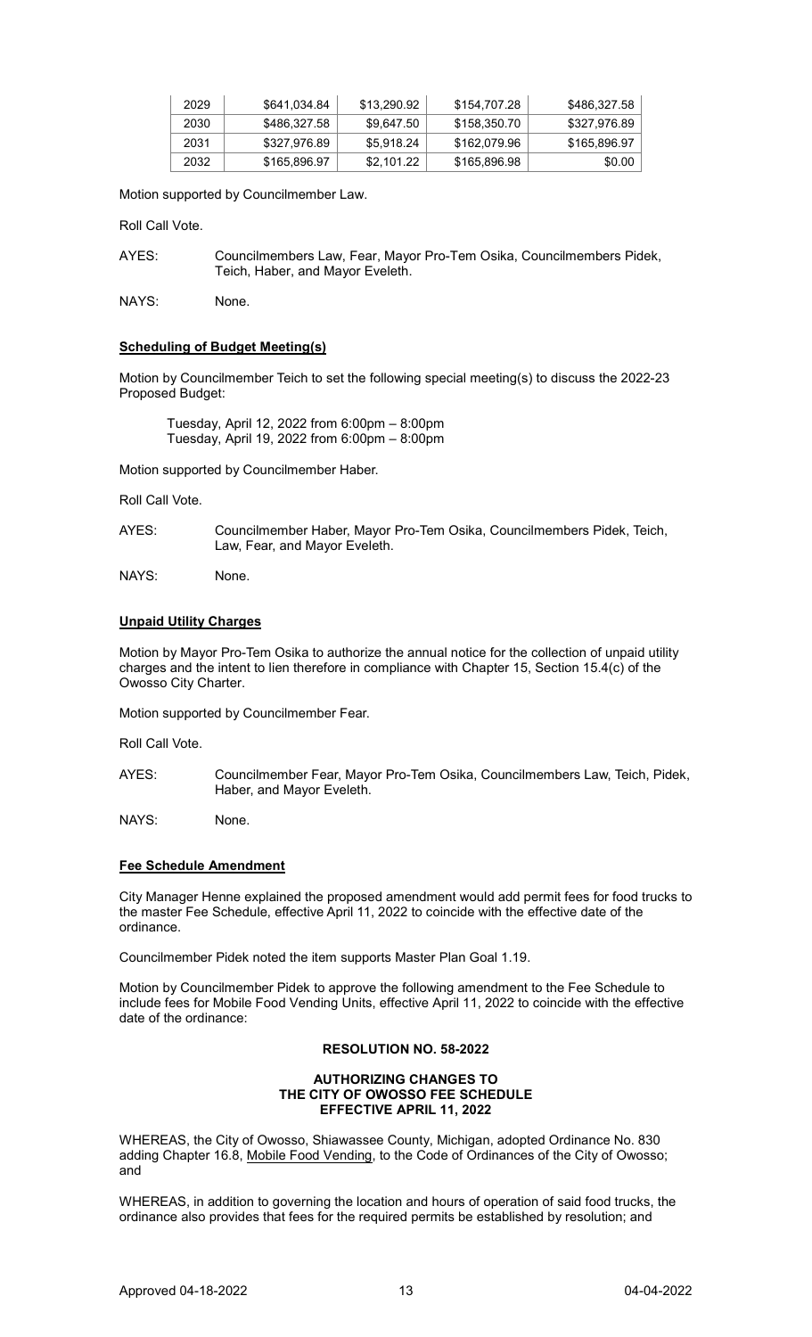| 2029 | $641,034.84 | $13,290.92 | $154,707.28 | $486,327.58 |
|---|---|---|---|---|
| 2030 | $486,327.58 | $9,647.50 | $158,350.70 | $327,976.89 |
| 2031 | $327,976.89 | $5,918.24 | $162,079.96 | $165,896.97 |
| 2032 | $165,896.97 | $2,101.22 | $165,896.98 | $0.00 |

Motion supported by Councilmember Law.

Roll Call Vote.

AYES: Councilmembers Law, Fear, Mayor Pro-Tem Osika, Councilmembers Pidek, Teich, Haber, and Mayor Eveleth.

NAYS: None.

**Scheduling of Budget Meeting(s)**

Motion by Councilmember Teich to set the following special meeting(s) to discuss the 2022-23 Proposed Budget:

Tuesday, April 12, 2022 from 6:00pm – 8:00pm
Tuesday, April 19, 2022 from 6:00pm – 8:00pm

Motion supported by Councilmember Haber.

Roll Call Vote.

AYES: Councilmember Haber, Mayor Pro-Tem Osika, Councilmembers Pidek, Teich, Law, Fear, and Mayor Eveleth.

NAYS: None.

**Unpaid Utility Charges**

Motion by Mayor Pro-Tem Osika to authorize the annual notice for the collection of unpaid utility charges and the intent to lien therefore in compliance with Chapter 15, Section 15.4(c) of the Owosso City Charter.

Motion supported by Councilmember Fear.

Roll Call Vote.

AYES: Councilmember Fear, Mayor Pro-Tem Osika, Councilmembers Law, Teich, Pidek, Haber, and Mayor Eveleth.

NAYS: None.

**Fee Schedule Amendment**

City Manager Henne explained the proposed amendment would add permit fees for food trucks to the master Fee Schedule, effective April 11, 2022 to coincide with the effective date of the ordinance.

Councilmember Pidek noted the item supports Master Plan Goal 1.19.

Motion by Councilmember Pidek to approve the following amendment to the Fee Schedule to include fees for Mobile Food Vending Units, effective April 11, 2022 to coincide with the effective date of the ordinance:

**RESOLUTION NO. 58-2022**

**AUTHORIZING CHANGES TO THE CITY OF OWOSSO FEE SCHEDULE EFFECTIVE APRIL 11, 2022**

WHEREAS, the City of Owosso, Shiawassee County, Michigan, adopted Ordinance No. 830 adding Chapter 16.8, Mobile Food Vending, to the Code of Ordinances of the City of Owosso; and

WHEREAS, in addition to governing the location and hours of operation of said food trucks, the ordinance also provides that fees for the required permits be established by resolution; and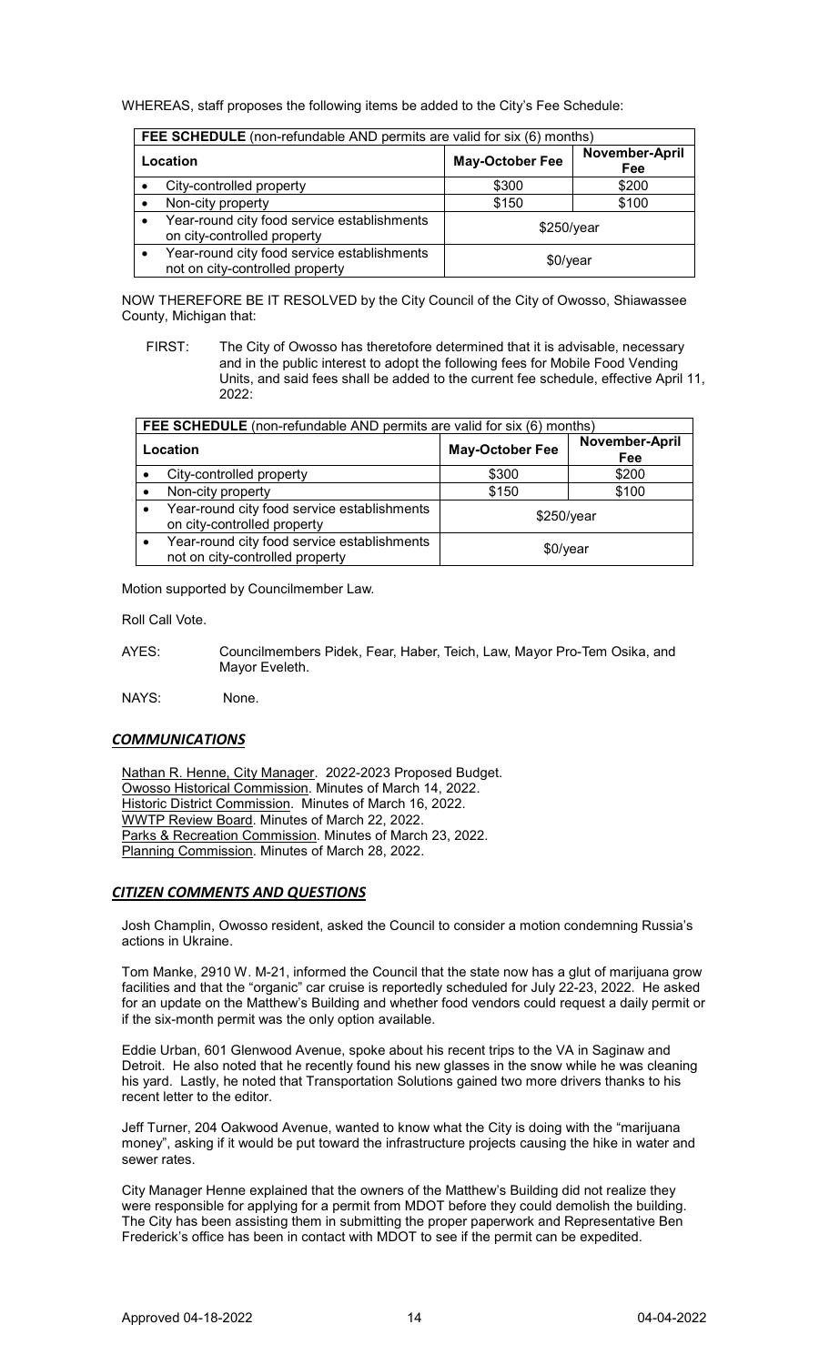WHEREAS, staff proposes the following items be added to the City's Fee Schedule:

| **FEE SCHEDULE** (non-refundable AND permits are valid for six (6) months) | | |
|---|---|---|
| **Location** | **May-October Fee** | **November-April Fee** |
| • City-controlled property | $300 | $200 |
| • Non-city property | $150 | $100 |
| • Year-round city food service establishments on city-controlled property | $250/year | |
| • Year-round city food service establishments not on city-controlled property | $0/year | |

NOW THEREFORE BE IT RESOLVED by the City Council of the City of Owosso, Shiawassee County, Michigan that:

FIRST: The City of Owosso has theretofore determined that it is advisable, necessary and in the public interest to adopt the following fees for Mobile Food Vending Units, and said fees shall be added to the current fee schedule, effective April 11, 2022:

| **FEE SCHEDULE** (non-refundable AND permits are valid for six (6) months) | | |
|---|---|---|
| **Location** | **May-October Fee** | **November-April Fee** |
| • City-controlled property | $300 | $200 |
| • Non-city property | $150 | $100 |
| • Year-round city food service establishments on city-controlled property | $250/year | |
| • Year-round city food service establishments not on city-controlled property | $0/year | |

Motion supported by Councilmember Law.

Roll Call Vote.

AYES: Councilmembers Pidek, Fear, Haber, Teich, Law, Mayor Pro-Tem Osika, and Mayor Eveleth.

NAYS: None.

## ***COMMUNICATIONS***

Nathan R. Henne, City Manager. 2022-2023 Proposed Budget.
Owosso Historical Commission. Minutes of March 14, 2022.
Historic District Commission. Minutes of March 16, 2022.
WWTP Review Board. Minutes of March 22, 2022.
Parks & Recreation Commission. Minutes of March 23, 2022.
Planning Commission. Minutes of March 28, 2022.

## ***CITIZEN COMMENTS AND QUESTIONS***

Josh Champlin, Owosso resident, asked the Council to consider a motion condemning Russia's actions in Ukraine.

Tom Manke, 2910 W. M-21, informed the Council that the state now has a glut of marijuana grow facilities and that the "organic" car cruise is reportedly scheduled for July 22-23, 2022. He asked for an update on the Matthew's Building and whether food vendors could request a daily permit or if the six-month permit was the only option available.

Eddie Urban, 601 Glenwood Avenue, spoke about his recent trips to the VA in Saginaw and Detroit. He also noted that he recently found his new glasses in the snow while he was cleaning his yard. Lastly, he noted that Transportation Solutions gained two more drivers thanks to his recent letter to the editor.

Jeff Turner, 204 Oakwood Avenue, wanted to know what the City is doing with the "marijuana money", asking if it would be put toward the infrastructure projects causing the hike in water and sewer rates.

City Manager Henne explained that the owners of the Matthew's Building did not realize they were responsible for applying for a permit from MDOT before they could demolish the building. The City has been assisting them in submitting the proper paperwork and Representative Ben Frederick's office has been in contact with MDOT to see if the permit can be expedited.

Approved 04-18-2022 04-04-2022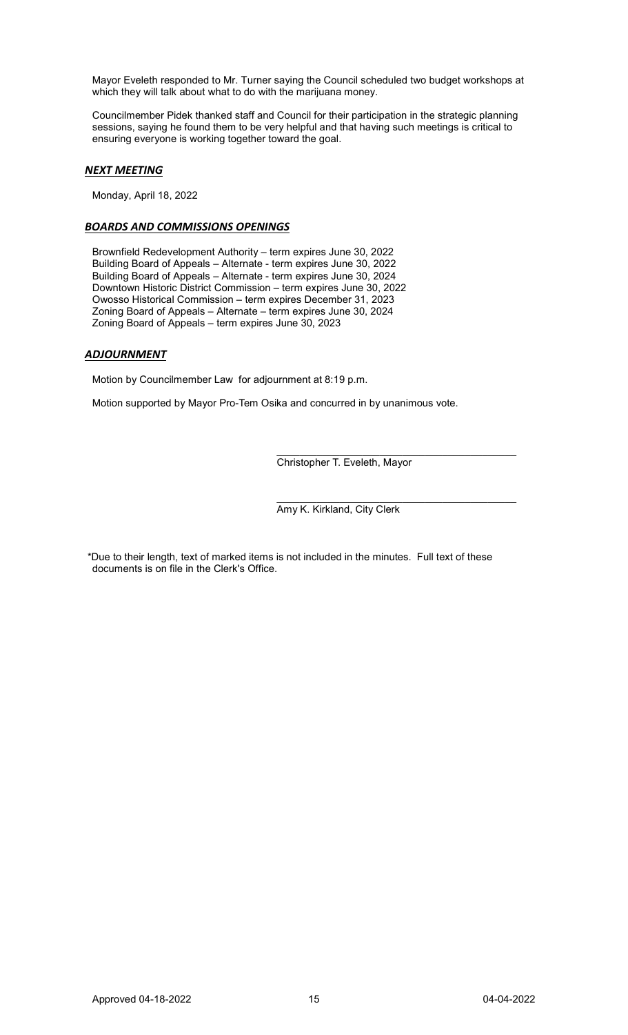Mayor Eveleth responded to Mr. Turner saying the Council scheduled two budget workshops at which they will talk about what to do with the marijuana money.

Councilmember Pidek thanked staff and Council for their participation in the strategic planning sessions, saying he found them to be very helpful and that having such meetings is critical to ensuring everyone is working together toward the goal.

## ***NEXT MEETING***

Monday, April 18, 2022

## ***BOARDS AND COMMISSIONS OPENINGS***

Brownfield Redevelopment Authority – term expires June 30, 2022
Building Board of Appeals – Alternate - term expires June 30, 2022
Building Board of Appeals – Alternate - term expires June 30, 2024
Downtown Historic District Commission – term expires June 30, 2022
Owosso Historical Commission – term expires December 31, 2023
Zoning Board of Appeals – Alternate – term expires June 30, 2024
Zoning Board of Appeals – term expires June 30, 2023

## ***ADJOURNMENT***

Motion by Councilmember Law for adjournment at 8:19 p.m.

Motion supported by Mayor Pro-Tem Osika and concurred in by unanimous vote.

\_\_\_\_\_\_\_\_\_\_\_\_\_\_\_\_\_\_\_\_\_\_\_\_\_\_\_\_\_\_\_\_\_\_\_\_\_\_\_\_
Christopher T. Eveleth, Mayor

\_\_\_\_\_\_\_\_\_\_\_\_\_\_\_\_\_\_\_\_\_\_\_\_\_\_\_\_\_\_\_\_\_\_\_\_\_\_\_\_
Amy K. Kirkland, City Clerk

*Due to their length, text of marked items is not included in the minutes. Full text of these documents is on file in the Clerk's Office.